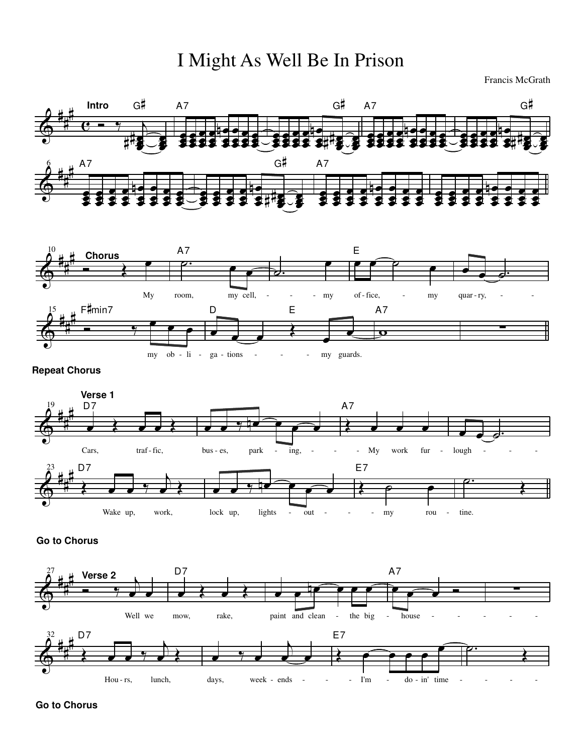# I Might As Well Be In Prison

Francis McGrath

**Intro**

G♯ A7 G♯ A7 G♯ A7 G♯ A7

**Chorus**

A7 E F♯min7 D E A7

My room, my cell, my office, my quarry, my obligations my guards.

**Repeat Chorus**

**Verse 1**

D7 A7 D7 E7

Cars, traffic, buses, parking, My work furlough

Wake up, work, lock up, lights out my routine.

**Go to Chorus**

**Verse 2**

D7 A7 D7 E7

Well we mow, rake, paint and clean the big house

Hours, lunch, days, weekends I'm doin' time

**Go to Chorus**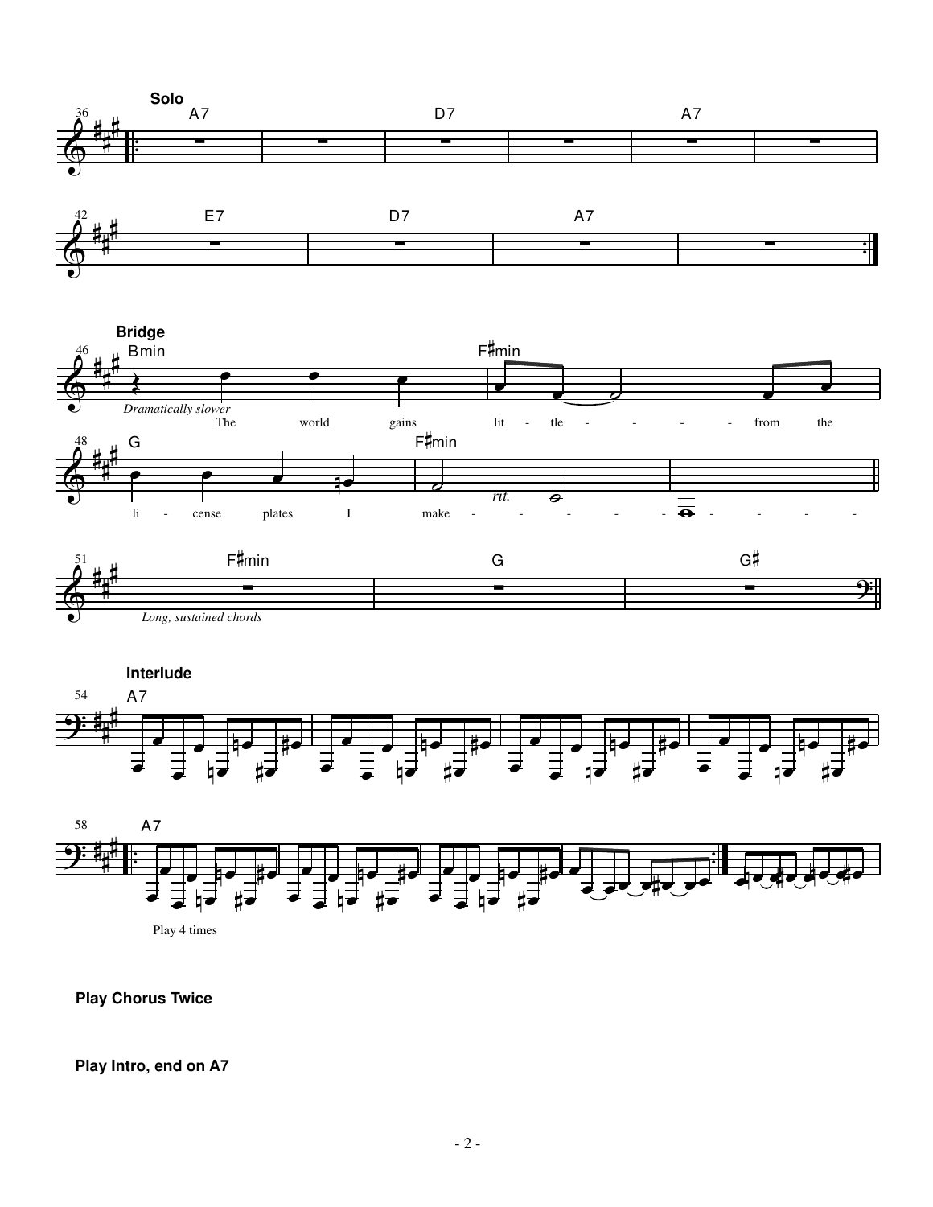**Solo**

36 A7 | | D7 | | A7 |

42 E7 | D7 | A7 | |

**Bridge**

46 Bmin | F♯min

*Dramatically slower*

The world gains lit - tle - - - - - from the

48 G | F♯min | |

li - cense plates I make - - - - - - - - - -

*rit.*

51 F♯min | G | G♯

*Long, sustained chords*

**Interlude**

54 A7

58 A7

Play 4 times

**Play Chorus Twice**

**Play Intro, end on A7**